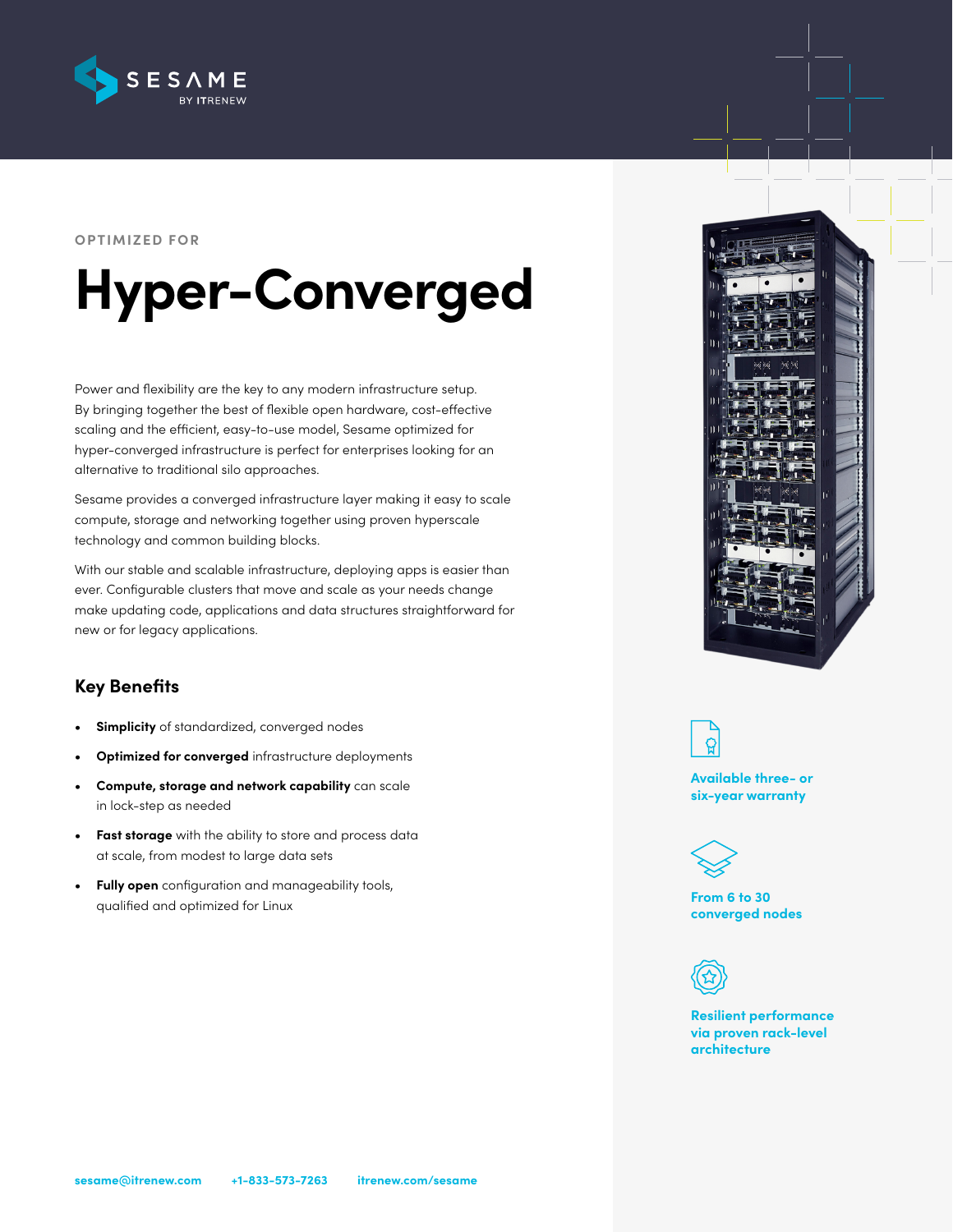SESAME
BY ITRENEW

OPTIMIZED FOR

# Hyper-Converged

Power and flexibility are the key to any modern infrastructure setup. By bringing together the best of flexible open hardware, cost-effective scaling and the efficient, easy-to-use model, Sesame optimized for hyper-converged infrastructure is perfect for enterprises looking for an alternative to traditional silo approaches.

Sesame provides a converged infrastructure layer making it easy to scale compute, storage and networking together using proven hyperscale technology and common building blocks.

With our stable and scalable infrastructure, deploying apps is easier than ever. Configurable clusters that move and scale as your needs change make updating code, applications and data structures straightforward for new or for legacy applications.

## Key Benefits

- **Simplicity** of standardized, converged nodes
- **Optimized for converged** infrastructure deployments
- **Compute, storage and network capability** can scale in lock-step as needed
- **Fast storage** with the ability to store and process data at scale, from modest to large data sets
- **Fully open** configuration and manageability tools, qualified and optimized for Linux

**Available three- or six-year warranty**

**From 6 to 30 converged nodes**

**Resilient performance via proven rack-level architecture**

sesame@itrenew.com    +1-833-573-7263    itrenew.com/sesame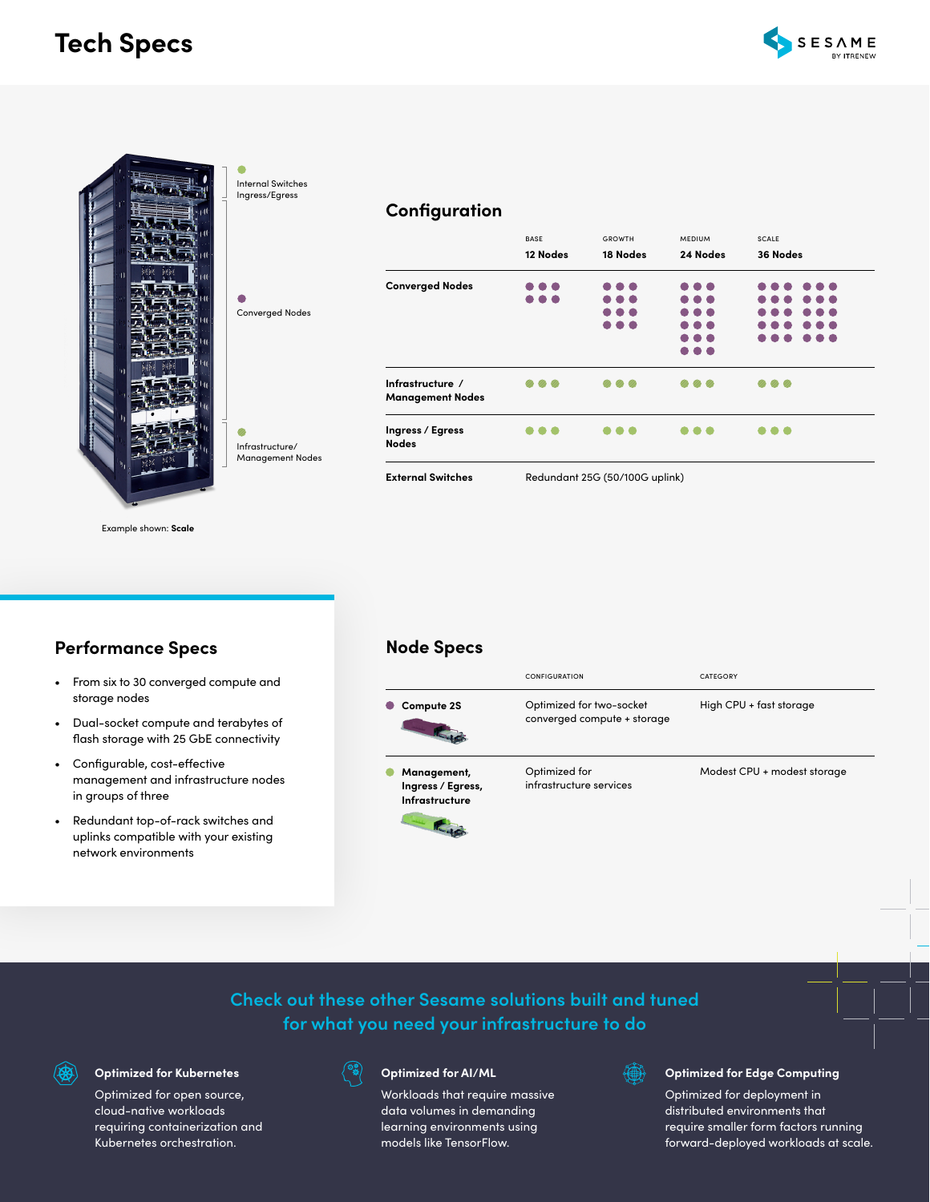# Tech Specs

Internal Switches Ingress/Egress

Converged Nodes

Infrastructure/ Management Nodes

Example shown: **Scale**

## Configuration

| | BASE **12 Nodes** | GROWTH **18 Nodes** | MEDIUM **24 Nodes** | SCALE **36 Nodes** |
|---|---|---|---|---|
| **Converged Nodes** | ●●● ●●● | ●●● ●●● ●●● ●●● | ●●● ●●● ●●● ●●● ●●● ●●● | ●●● ●●● ●●● ●●● ●●● ●●● ●●● ●●● ●●● ●●● |
| **Infrastructure / Management Nodes** | ●●● | ●●● | ●●● | ●●● |
| **Ingress / Egress Nodes** | ●●● | ●●● | ●●● | ●●● |
| **External Switches** | Redundant 25G (50/100G uplink) | | | |

## Performance Specs

- From six to 30 converged compute and storage nodes
- Dual-socket compute and terabytes of flash storage with 25 GbE connectivity
- Configurable, cost-effective management and infrastructure nodes in groups of three
- Redundant top-of-rack switches and uplinks compatible with your existing network environments

## Node Specs

| | CONFIGURATION | CATEGORY |
|---|---|---|
| **Compute 2S** | Optimized for two-socket converged compute + storage | High CPU + fast storage |
| **Management, Ingress / Egress, Infrastructure** | Optimized for infrastructure services | Modest CPU + modest storage |

## Check out these other Sesame solutions built and tuned for what you need your infrastructure to do

**Optimized for Kubernetes**

Optimized for open source, cloud-native workloads requiring containerization and Kubernetes orchestration.

**Optimized for AI/ML**

Workloads that require massive data volumes in demanding learning environments using models like TensorFlow.

**Optimized for Edge Computing**

Optimized for deployment in distributed environments that require smaller form factors running forward-deployed workloads at scale.